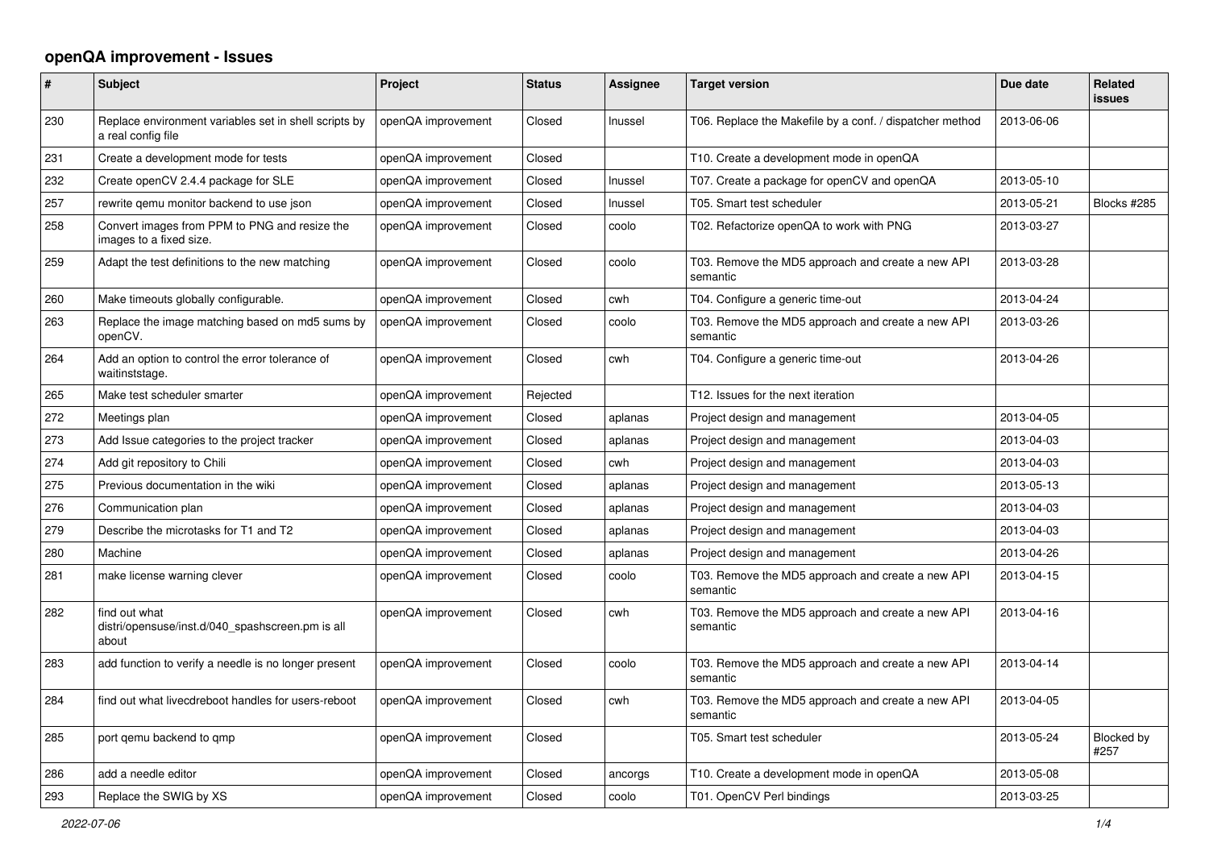# openQA improvement - Issues

| # | Subject | Project | Status | Assignee | Target version | Due date | Related issues |
|---|---|---|---|---|---|---|---|
| 230 | Replace environment variables set in shell scripts by a real config file | openQA improvement | Closed | lnussel | T06. Replace the Makefile by a conf. / dispatcher method | 2013-06-06 | |
| 231 | Create a development mode for tests | openQA improvement | Closed | | T10. Create a development mode in openQA | | |
| 232 | Create openCV 2.4.4 package for SLE | openQA improvement | Closed | lnussel | T07. Create a package for openCV and openQA | 2013-05-10 | |
| 257 | rewrite qemu monitor backend to use json | openQA improvement | Closed | lnussel | T05. Smart test scheduler | 2013-05-21 | Blocks #285 |
| 258 | Convert images from PPM to PNG and resize the images to a fixed size. | openQA improvement | Closed | coolo | T02. Refactorize openQA to work with PNG | 2013-03-27 | |
| 259 | Adapt the test definitions to the new matching | openQA improvement | Closed | coolo | T03. Remove the MD5 approach and create a new API semantic | 2013-03-28 | |
| 260 | Make timeouts globally configurable. | openQA improvement | Closed | cwh | T04. Configure a generic time-out | 2013-04-24 | |
| 263 | Replace the image matching based on md5 sums by openCV. | openQA improvement | Closed | coolo | T03. Remove the MD5 approach and create a new API semantic | 2013-03-26 | |
| 264 | Add an option to control the error tolerance of waitinststage. | openQA improvement | Closed | cwh | T04. Configure a generic time-out | 2013-04-26 | |
| 265 | Make test scheduler smarter | openQA improvement | Rejected | | T12. Issues for the next iteration | | |
| 272 | Meetings plan | openQA improvement | Closed | aplanas | Project design and management | 2013-04-05 | |
| 273 | Add Issue categories to the project tracker | openQA improvement | Closed | aplanas | Project design and management | 2013-04-03 | |
| 274 | Add git repository to Chili | openQA improvement | Closed | cwh | Project design and management | 2013-04-03 | |
| 275 | Previous documentation in the wiki | openQA improvement | Closed | aplanas | Project design and management | 2013-05-13 | |
| 276 | Communication plan | openQA improvement | Closed | aplanas | Project design and management | 2013-04-03 | |
| 279 | Describe the microtasks for T1 and T2 | openQA improvement | Closed | aplanas | Project design and management | 2013-04-03 | |
| 280 | Machine | openQA improvement | Closed | aplanas | Project design and management | 2013-04-26 | |
| 281 | make license warning clever | openQA improvement | Closed | coolo | T03. Remove the MD5 approach and create a new API semantic | 2013-04-15 | |
| 282 | find out what distri/opensuse/inst.d/040_spashscreen.pm is all about | openQA improvement | Closed | cwh | T03. Remove the MD5 approach and create a new API semantic | 2013-04-16 | |
| 283 | add function to verify a needle is no longer present | openQA improvement | Closed | coolo | T03. Remove the MD5 approach and create a new API semantic | 2013-04-14 | |
| 284 | find out what livecdreboot handles for users-reboot | openQA improvement | Closed | cwh | T03. Remove the MD5 approach and create a new API semantic | 2013-04-05 | |
| 285 | port qemu backend to qmp | openQA improvement | Closed | | T05. Smart test scheduler | 2013-05-24 | Blocked by #257 |
| 286 | add a needle editor | openQA improvement | Closed | ancorgs | T10. Create a development mode in openQA | 2013-05-08 | |
| 293 | Replace the SWIG by XS | openQA improvement | Closed | coolo | T01. OpenCV Perl bindings | 2013-03-25 | |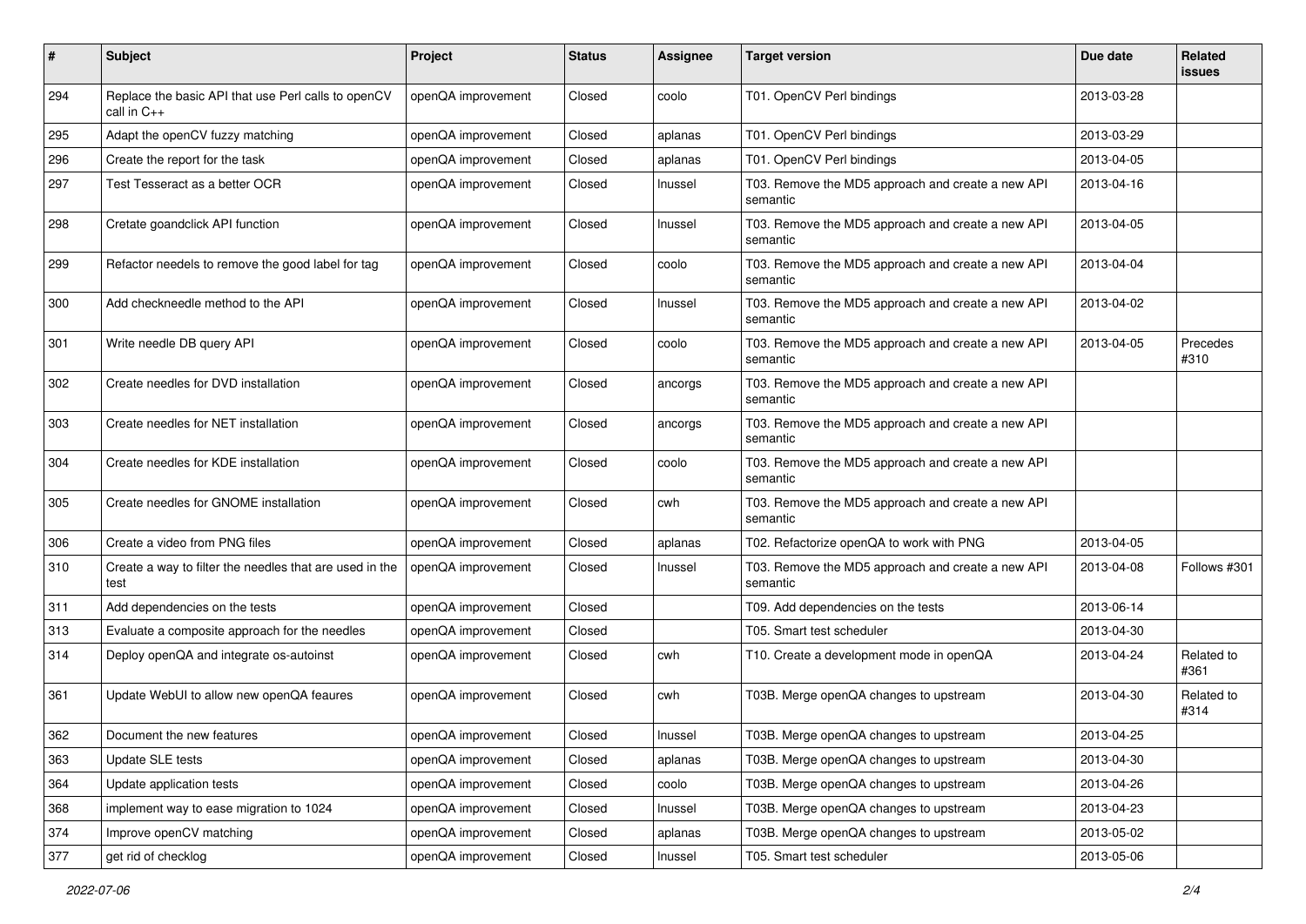| # | Subject | Project | Status | Assignee | Target version | Due date | Related issues |
|---|---|---|---|---|---|---|---|
| 294 | Replace the basic API that use Perl calls to openCV call in C++ | openQA improvement | Closed | coolo | T01. OpenCV Perl bindings | 2013-03-28 | |
| 295 | Adapt the openCV fuzzy matching | openQA improvement | Closed | aplanas | T01. OpenCV Perl bindings | 2013-03-29 | |
| 296 | Create the report for the task | openQA improvement | Closed | aplanas | T01. OpenCV Perl bindings | 2013-04-05 | |
| 297 | Test Tesseract as a better OCR | openQA improvement | Closed | lnussel | T03. Remove the MD5 approach and create a new API semantic | 2013-04-16 | |
| 298 | Cretate goandclick API function | openQA improvement | Closed | lnussel | T03. Remove the MD5 approach and create a new API semantic | 2013-04-05 | |
| 299 | Refactor needels to remove the good label for tag | openQA improvement | Closed | coolo | T03. Remove the MD5 approach and create a new API semantic | 2013-04-04 | |
| 300 | Add checkneedle method to the API | openQA improvement | Closed | lnussel | T03. Remove the MD5 approach and create a new API semantic | 2013-04-02 | |
| 301 | Write needle DB query API | openQA improvement | Closed | coolo | T03. Remove the MD5 approach and create a new API semantic | 2013-04-05 | Precedes #310 |
| 302 | Create needles for DVD installation | openQA improvement | Closed | ancorgs | T03. Remove the MD5 approach and create a new API semantic | | |
| 303 | Create needles for NET installation | openQA improvement | Closed | ancorgs | T03. Remove the MD5 approach and create a new API semantic | | |
| 304 | Create needles for KDE installation | openQA improvement | Closed | coolo | T03. Remove the MD5 approach and create a new API semantic | | |
| 305 | Create needles for GNOME installation | openQA improvement | Closed | cwh | T03. Remove the MD5 approach and create a new API semantic | | |
| 306 | Create a video from PNG files | openQA improvement | Closed | aplanas | T02. Refactorize openQA to work with PNG | 2013-04-05 | |
| 310 | Create a way to filter the needles that are used in the test | openQA improvement | Closed | lnussel | T03. Remove the MD5 approach and create a new API semantic | 2013-04-08 | Follows #301 |
| 311 | Add dependencies on the tests | openQA improvement | Closed | | T09. Add dependencies on the tests | 2013-06-14 | |
| 313 | Evaluate a composite approach for the needles | openQA improvement | Closed | | T05. Smart test scheduler | 2013-04-30 | |
| 314 | Deploy openQA and integrate os-autoinst | openQA improvement | Closed | cwh | T10. Create a development mode in openQA | 2013-04-24 | Related to #361 |
| 361 | Update WebUI to allow new openQA feaures | openQA improvement | Closed | cwh | T03B. Merge openQA changes to upstream | 2013-04-30 | Related to #314 |
| 362 | Document the new features | openQA improvement | Closed | lnussel | T03B. Merge openQA changes to upstream | 2013-04-25 | |
| 363 | Update SLE tests | openQA improvement | Closed | aplanas | T03B. Merge openQA changes to upstream | 2013-04-30 | |
| 364 | Update application tests | openQA improvement | Closed | coolo | T03B. Merge openQA changes to upstream | 2013-04-26 | |
| 368 | implement way to ease migration to 1024 | openQA improvement | Closed | lnussel | T03B. Merge openQA changes to upstream | 2013-04-23 | |
| 374 | Improve openCV matching | openQA improvement | Closed | aplanas | T03B. Merge openQA changes to upstream | 2013-05-02 | |
| 377 | get rid of checklog | openQA improvement | Closed | lnussel | T05. Smart test scheduler | 2013-05-06 | |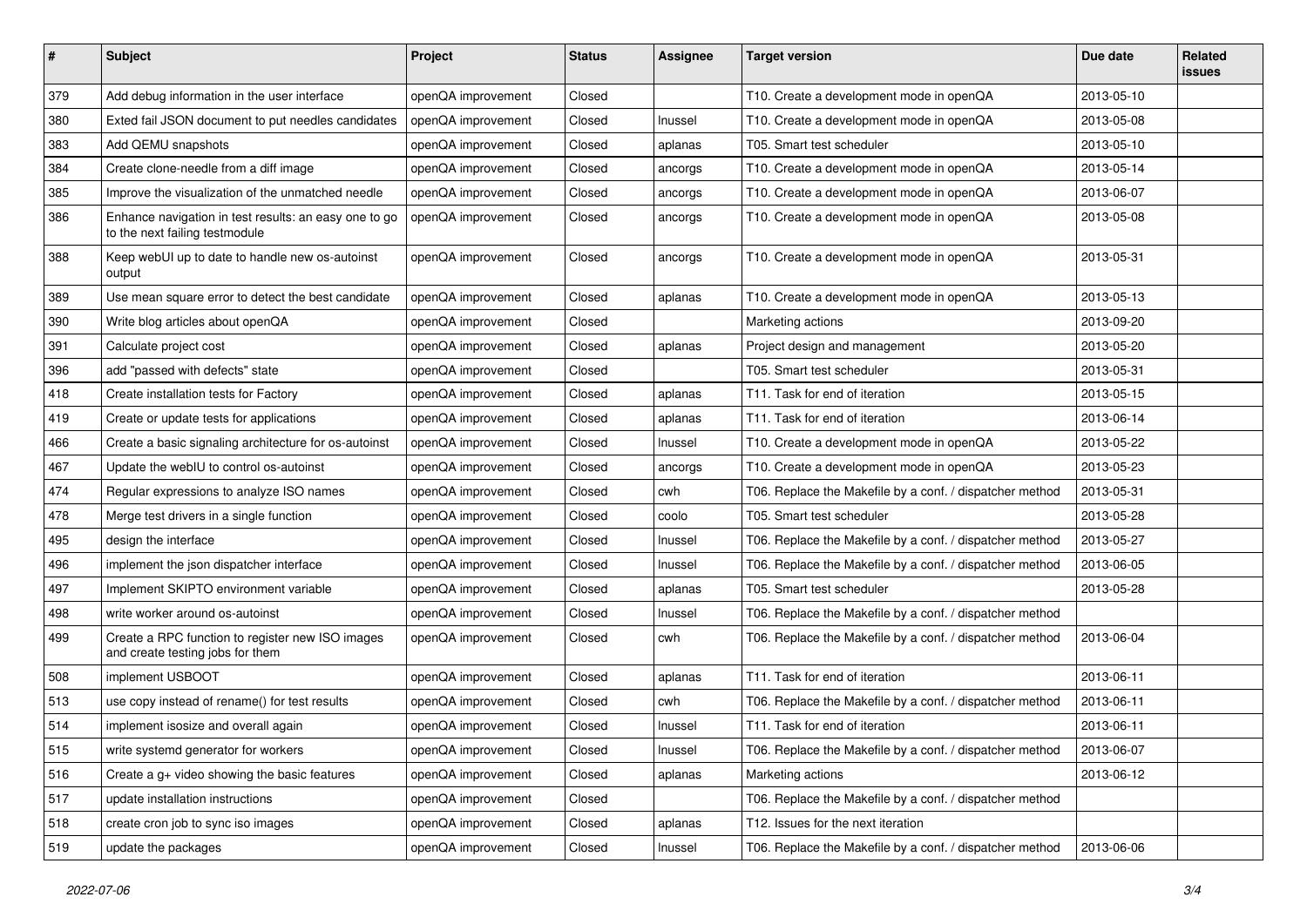| # | Subject | Project | Status | Assignee | Target version | Due date | Related issues |
|---|---|---|---|---|---|---|---|
| 379 | Add debug information in the user interface | openQA improvement | Closed | | T10. Create a development mode in openQA | 2013-05-10 | |
| 380 | Exted fail JSON document to put needles candidates | openQA improvement | Closed | lnussel | T10. Create a development mode in openQA | 2013-05-08 | |
| 383 | Add QEMU snapshots | openQA improvement | Closed | aplanas | T05. Smart test scheduler | 2013-05-10 | |
| 384 | Create clone-needle from a diff image | openQA improvement | Closed | ancorgs | T10. Create a development mode in openQA | 2013-05-14 | |
| 385 | Improve the visualization of the unmatched needle | openQA improvement | Closed | ancorgs | T10. Create a development mode in openQA | 2013-06-07 | |
| 386 | Enhance navigation in test results: an easy one to go to the next failing testmodule | openQA improvement | Closed | ancorgs | T10. Create a development mode in openQA | 2013-05-08 | |
| 388 | Keep webUI up to date to handle new os-autoinst output | openQA improvement | Closed | ancorgs | T10. Create a development mode in openQA | 2013-05-31 | |
| 389 | Use mean square error to detect the best candidate | openQA improvement | Closed | aplanas | T10. Create a development mode in openQA | 2013-05-13 | |
| 390 | Write blog articles about openQA | openQA improvement | Closed | | Marketing actions | 2013-09-20 | |
| 391 | Calculate project cost | openQA improvement | Closed | aplanas | Project design and management | 2013-05-20 | |
| 396 | add "passed with defects" state | openQA improvement | Closed | | T05. Smart test scheduler | 2013-05-31 | |
| 418 | Create installation tests for Factory | openQA improvement | Closed | aplanas | T11. Task for end of iteration | 2013-05-15 | |
| 419 | Create or update tests for applications | openQA improvement | Closed | aplanas | T11. Task for end of iteration | 2013-06-14 | |
| 466 | Create a basic signaling architecture for os-autoinst | openQA improvement | Closed | lnussel | T10. Create a development mode in openQA | 2013-05-22 | |
| 467 | Update the webIU to control os-autoinst | openQA improvement | Closed | ancorgs | T10. Create a development mode in openQA | 2013-05-23 | |
| 474 | Regular expressions to analyze ISO names | openQA improvement | Closed | cwh | T06. Replace the Makefile by a conf. / dispatcher method | 2013-05-31 | |
| 478 | Merge test drivers in a single function | openQA improvement | Closed | coolo | T05. Smart test scheduler | 2013-05-28 | |
| 495 | design the interface | openQA improvement | Closed | lnussel | T06. Replace the Makefile by a conf. / dispatcher method | 2013-05-27 | |
| 496 | implement the json dispatcher interface | openQA improvement | Closed | lnussel | T06. Replace the Makefile by a conf. / dispatcher method | 2013-06-05 | |
| 497 | Implement SKIPTO environment variable | openQA improvement | Closed | aplanas | T05. Smart test scheduler | 2013-05-28 | |
| 498 | write worker around os-autoinst | openQA improvement | Closed | lnussel | T06. Replace the Makefile by a conf. / dispatcher method | | |
| 499 | Create a RPC function to register new ISO images and create testing jobs for them | openQA improvement | Closed | cwh | T06. Replace the Makefile by a conf. / dispatcher method | 2013-06-04 | |
| 508 | implement USBOOT | openQA improvement | Closed | aplanas | T11. Task for end of iteration | 2013-06-11 | |
| 513 | use copy instead of rename() for test results | openQA improvement | Closed | cwh | T06. Replace the Makefile by a conf. / dispatcher method | 2013-06-11 | |
| 514 | implement isosize and overall again | openQA improvement | Closed | lnussel | T11. Task for end of iteration | 2013-06-11 | |
| 515 | write systemd generator for workers | openQA improvement | Closed | lnussel | T06. Replace the Makefile by a conf. / dispatcher method | 2013-06-07 | |
| 516 | Create a g+ video showing the basic features | openQA improvement | Closed | aplanas | Marketing actions | 2013-06-12 | |
| 517 | update installation instructions | openQA improvement | Closed | | T06. Replace the Makefile by a conf. / dispatcher method | | |
| 518 | create cron job to sync iso images | openQA improvement | Closed | aplanas | T12. Issues for the next iteration | | |
| 519 | update the packages | openQA improvement | Closed | lnussel | T06. Replace the Makefile by a conf. / dispatcher method | 2013-06-06 | |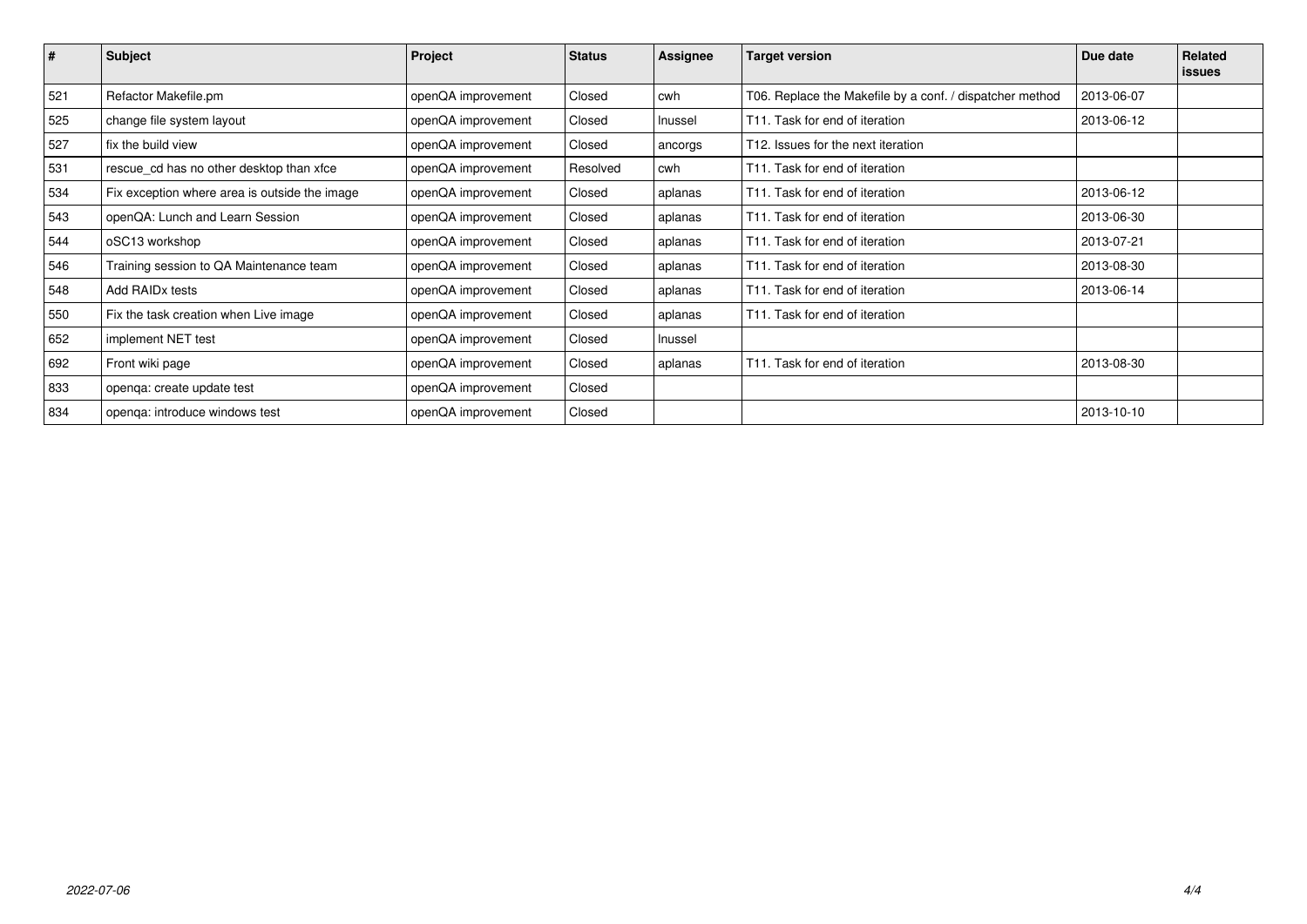| # | Subject | Project | Status | Assignee | Target version | Due date | Related issues |
|---|---|---|---|---|---|---|---|
| 521 | Refactor Makefile.pm | openQA improvement | Closed | cwh | T06. Replace the Makefile by a conf. / dispatcher method | 2013-06-07 | |
| 525 | change file system layout | openQA improvement | Closed | lnussel | T11. Task for end of iteration | 2013-06-12 | |
| 527 | fix the build view | openQA improvement | Closed | ancorgs | T12. Issues for the next iteration | | |
| 531 | rescue_cd has no other desktop than xfce | openQA improvement | Resolved | cwh | T11. Task for end of iteration | | |
| 534 | Fix exception where area is outside the image | openQA improvement | Closed | aplanas | T11. Task for end of iteration | 2013-06-12 | |
| 543 | openQA: Lunch and Learn Session | openQA improvement | Closed | aplanas | T11. Task for end of iteration | 2013-06-30 | |
| 544 | oSC13 workshop | openQA improvement | Closed | aplanas | T11. Task for end of iteration | 2013-07-21 | |
| 546 | Training session to QA Maintenance team | openQA improvement | Closed | aplanas | T11. Task for end of iteration | 2013-08-30 | |
| 548 | Add RAIDx tests | openQA improvement | Closed | aplanas | T11. Task for end of iteration | 2013-06-14 | |
| 550 | Fix the task creation when Live image | openQA improvement | Closed | aplanas | T11. Task for end of iteration | | |
| 652 | implement NET test | openQA improvement | Closed | lnussel | | | |
| 692 | Front wiki page | openQA improvement | Closed | aplanas | T11. Task for end of iteration | 2013-08-30 | |
| 833 | openqa: create update test | openQA improvement | Closed | | | | |
| 834 | openqa: introduce windows test | openQA improvement | Closed | | | 2013-10-10 | |